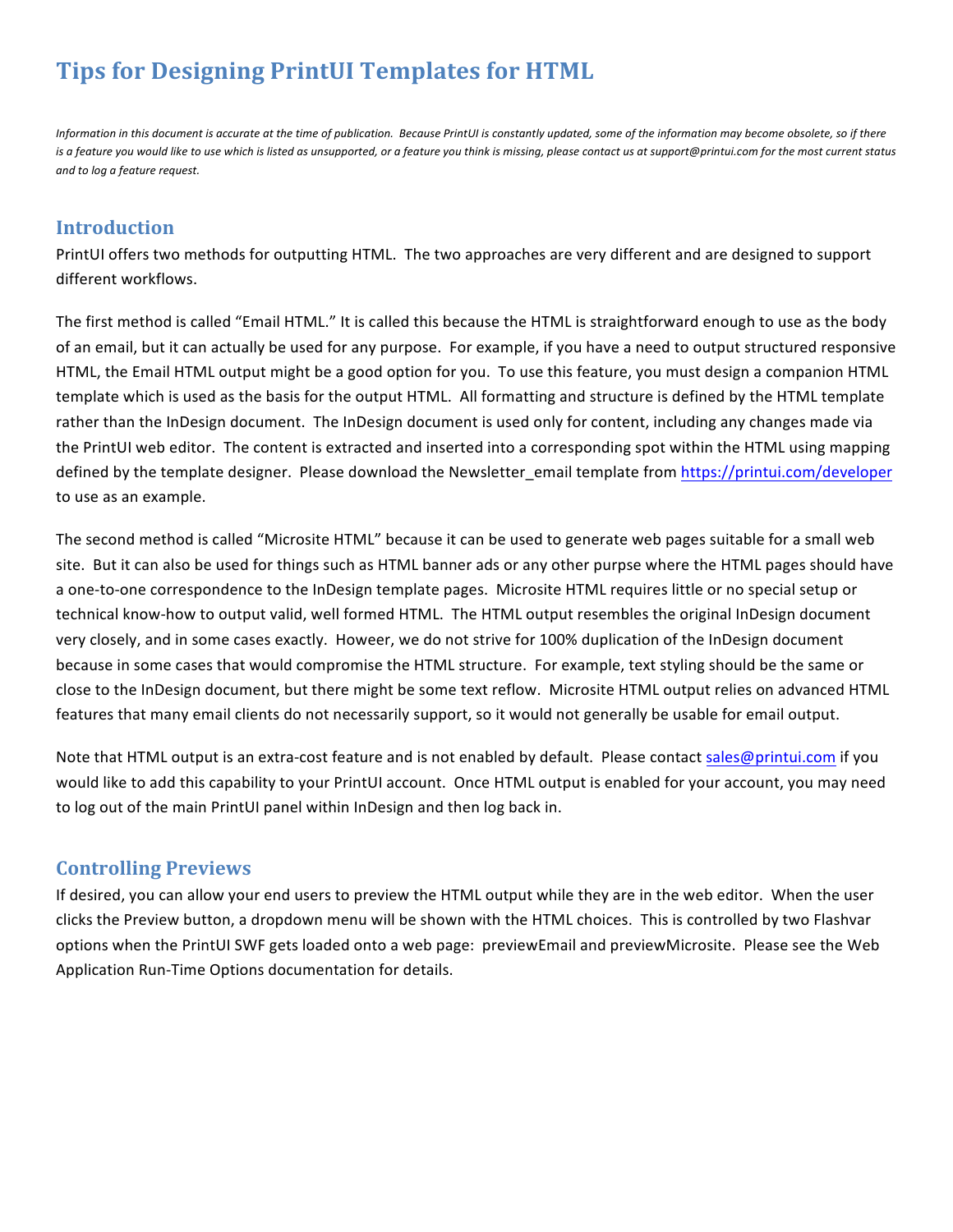# Tips for Designing PrintUI Templates for HTML

*Information in this document is accurate at the time of publication. Because PrintUI is constantly updated, some of the information may become obsolete, so if there is a feature you would like to use which is listed as unsupported, or a feature you think is missing, please contact us at support@printui.com for the most current status and to log a feature request.*

## Introduction

PrintUI offers two methods for outputting HTML. The two approaches are very different and are designed to support different workflows.

The first method is called "Email HTML." It is called this because the HTML is straightforward enough to use as the body of an email, but it can actually be used for any purpose. For example, if you have a need to output structured responsive HTML, the Email HTML output might be a good option for you. To use this feature, you must design a companion HTML template which is used as the basis for the output HTML. All formatting and structure is defined by the HTML template rather than the InDesign document. The InDesign document is used only for content, including any changes made via the PrintUI web editor. The content is extracted and inserted into a corresponding spot within the HTML using mapping defined by the template designer. Please download the Newsletter_email template from https://printui.com/developer to use as an example.

The second method is called "Microsite HTML" because it can be used to generate web pages suitable for a small web site. But it can also be used for things such as HTML banner ads or any other purpse where the HTML pages should have a one-to-one correspondence to the InDesign template pages. Microsite HTML requires little or no special setup or technical know-how to output valid, well formed HTML. The HTML output resembles the original InDesign document very closely, and in some cases exactly. However, we do not strive for 100% duplication of the InDesign document because in some cases that would compromise the HTML structure. For example, text styling should be the same or close to the InDesign document, but there might be some text reflow. Microsite HTML output relies on advanced HTML features that many email clients do not necessarily support, so it would not generally be usable for email output.

Note that HTML output is an extra-cost feature and is not enabled by default. Please contact sales@printui.com if you would like to add this capability to your PrintUI account. Once HTML output is enabled for your account, you may need to log out of the main PrintUI panel within InDesign and then log back in.

## Controlling Previews

If desired, you can allow your end users to preview the HTML output while they are in the web editor. When the user clicks the Preview button, a dropdown menu will be shown with the HTML choices. This is controlled by two Flashvar options when the PrintUI SWF gets loaded onto a web page: previewEmail and previewMicrosite. Please see the Web Application Run-Time Options documentation for details.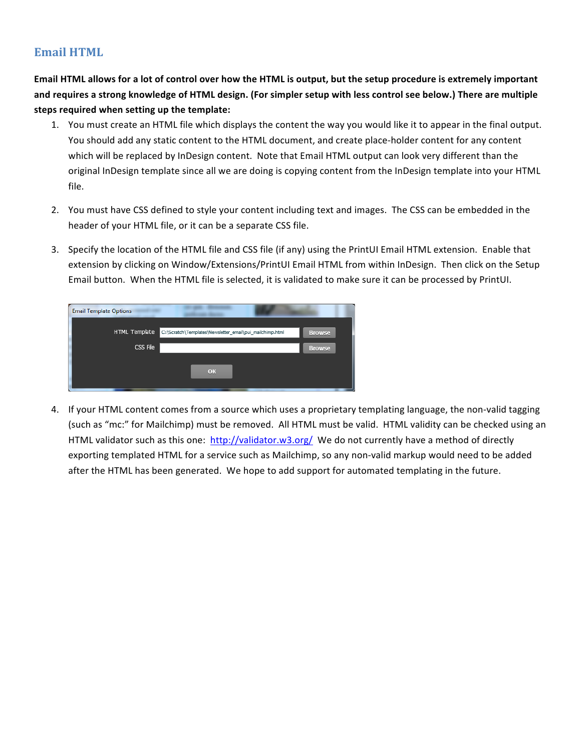## Email HTML

**Email HTML allows for a lot of control over how the HTML is output, but the setup procedure is extremely important and requires a strong knowledge of HTML design. (For simpler setup with less control see below.) There are multiple steps required when setting up the template:**

1. You must create an HTML file which displays the content the way you would like it to appear in the final output. You should add any static content to the HTML document, and create place-holder content for any content which will be replaced by InDesign content. Note that Email HTML output can look very different than the original InDesign template since all we are doing is copying content from the InDesign template into your HTML file.

2. You must have CSS defined to style your content including text and images. The CSS can be embedded in the header of your HTML file, or it can be a separate CSS file.

3. Specify the location of the HTML file and CSS file (if any) using the PrintUI Email HTML extension. Enable that extension by clicking on Window/Extensions/PrintUI Email HTML from within InDesign. Then click on the Setup Email button. When the HTML file is selected, it is validated to make sure it can be processed by PrintUI.

4. If your HTML content comes from a source which uses a proprietary templating language, the non-valid tagging (such as "mc:" for Mailchimp) must be removed. All HTML must be valid. HTML validity can be checked using an HTML validator such as this one: http://validator.w3.org/ We do not currently have a method of directly exporting templated HTML for a service such as Mailchimp, so any non-valid markup would need to be added after the HTML has been generated. We hope to add support for automated templating in the future.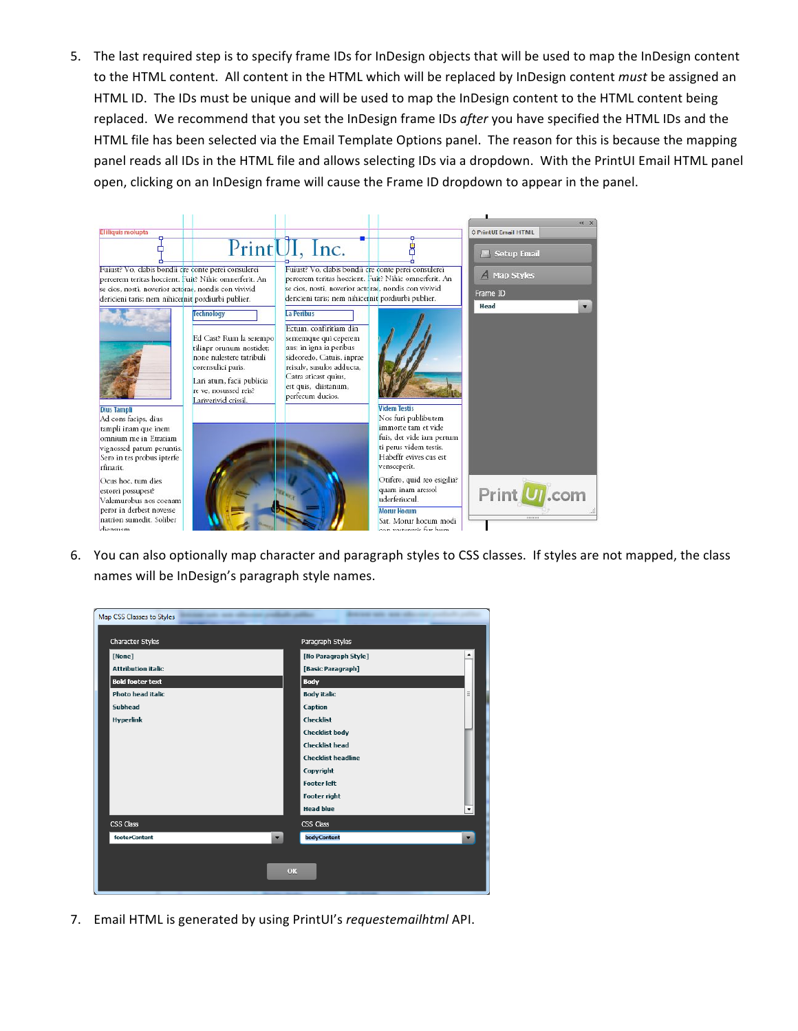5. The last required step is to specify frame IDs for InDesign objects that will be used to map the InDesign content to the HTML content. All content in the HTML which will be replaced by InDesign content *must* be assigned an HTML ID. The IDs must be unique and will be used to map the InDesign content to the HTML content being replaced. We recommend that you set the InDesign frame IDs *after* you have specified the HTML IDs and the HTML file has been selected via the Email Template Options panel. The reason for this is because the mapping panel reads all IDs in the HTML file and allows selecting IDs via a dropdown. With the PrintUI Email HTML panel open, clicking on an InDesign frame will cause the Frame ID dropdown to appear in the panel.

6. You can also optionally map character and paragraph styles to CSS classes. If styles are not mapped, the class names will be InDesign's paragraph style names.

7. Email HTML is generated by using PrintUI's *requestemailhtml* API.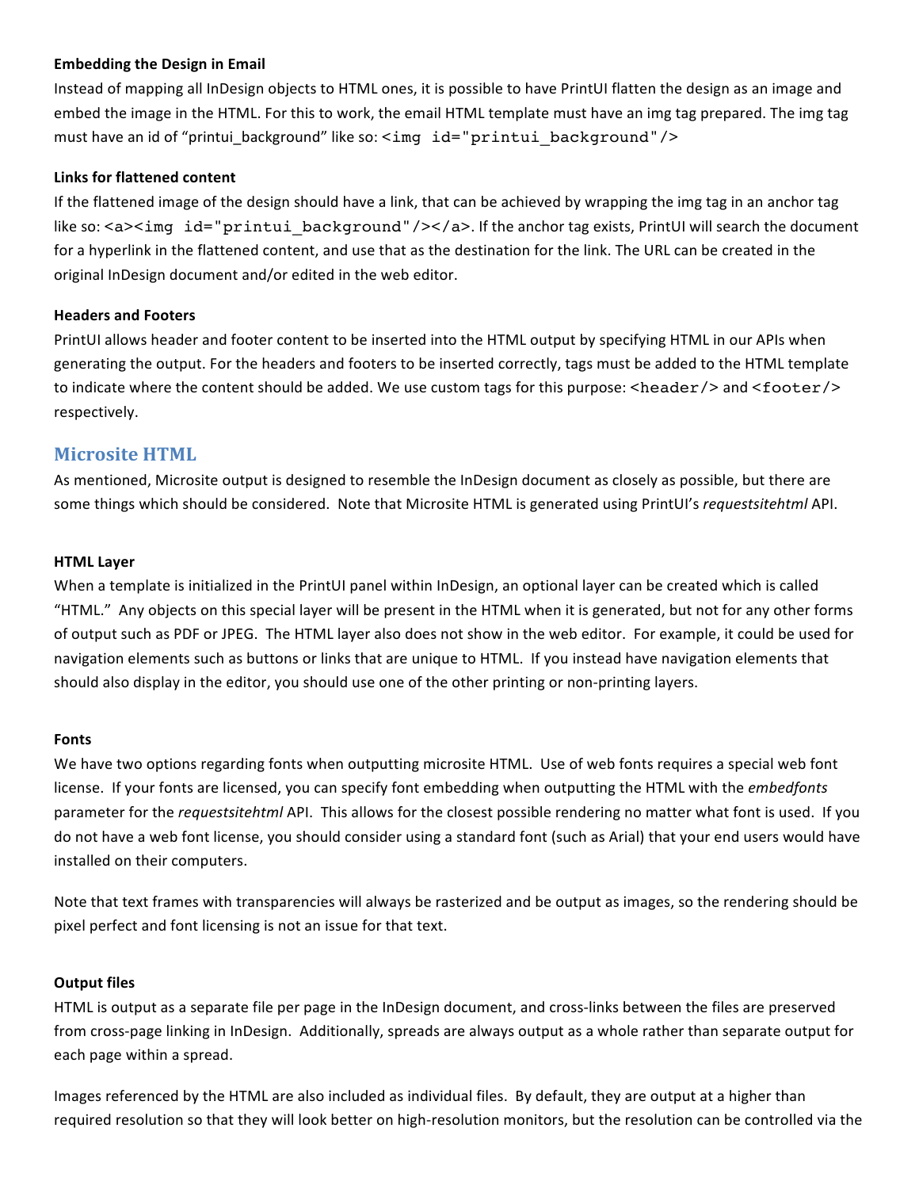#### Embedding the Design in Email

Instead of mapping all InDesign objects to HTML ones, it is possible to have PrintUI flatten the design as an image and embed the image in the HTML. For this to work, the email HTML template must have an img tag prepared. The img tag must have an id of "printui_background" like so: `<img id="printui_background"/>`

#### Links for flattened content

If the flattened image of the design should have a link, that can be achieved by wrapping the img tag in an anchor tag like so: `<a><img id="printui_background"/></a>`. If the anchor tag exists, PrintUI will search the document for a hyperlink in the flattened content, and use that as the destination for the link. The URL can be created in the original InDesign document and/or edited in the web editor.

#### Headers and Footers

PrintUI allows header and footer content to be inserted into the HTML output by specifying HTML in our APIs when generating the output. For the headers and footers to be inserted correctly, tags must be added to the HTML template to indicate where the content should be added. We use custom tags for this purpose: `<header/>` and `<footer/>` respectively.

## Microsite HTML

As mentioned, Microsite output is designed to resemble the InDesign document as closely as possible, but there are some things which should be considered. Note that Microsite HTML is generated using PrintUI's *requestsitehtml* API.

#### HTML Layer

When a template is initialized in the PrintUI panel within InDesign, an optional layer can be created which is called "HTML." Any objects on this special layer will be present in the HTML when it is generated, but not for any other forms of output such as PDF or JPEG. The HTML layer also does not show in the web editor. For example, it could be used for navigation elements such as buttons or links that are unique to HTML. If you instead have navigation elements that should also display in the editor, you should use one of the other printing or non-printing layers.

#### Fonts

We have two options regarding fonts when outputting microsite HTML. Use of web fonts requires a special web font license. If your fonts are licensed, you can specify font embedding when outputting the HTML with the *embedfonts* parameter for the *requestsitehtml* API. This allows for the closest possible rendering no matter what font is used. If you do not have a web font license, you should consider using a standard font (such as Arial) that your end users would have installed on their computers.

Note that text frames with transparencies will always be rasterized and be output as images, so the rendering should be pixel perfect and font licensing is not an issue for that text.

#### Output files

HTML is output as a separate file per page in the InDesign document, and cross-links between the files are preserved from cross-page linking in InDesign. Additionally, spreads are always output as a whole rather than separate output for each page within a spread.

Images referenced by the HTML are also included as individual files. By default, they are output at a higher than required resolution so that they will look better on high-resolution monitors, but the resolution can be controlled via the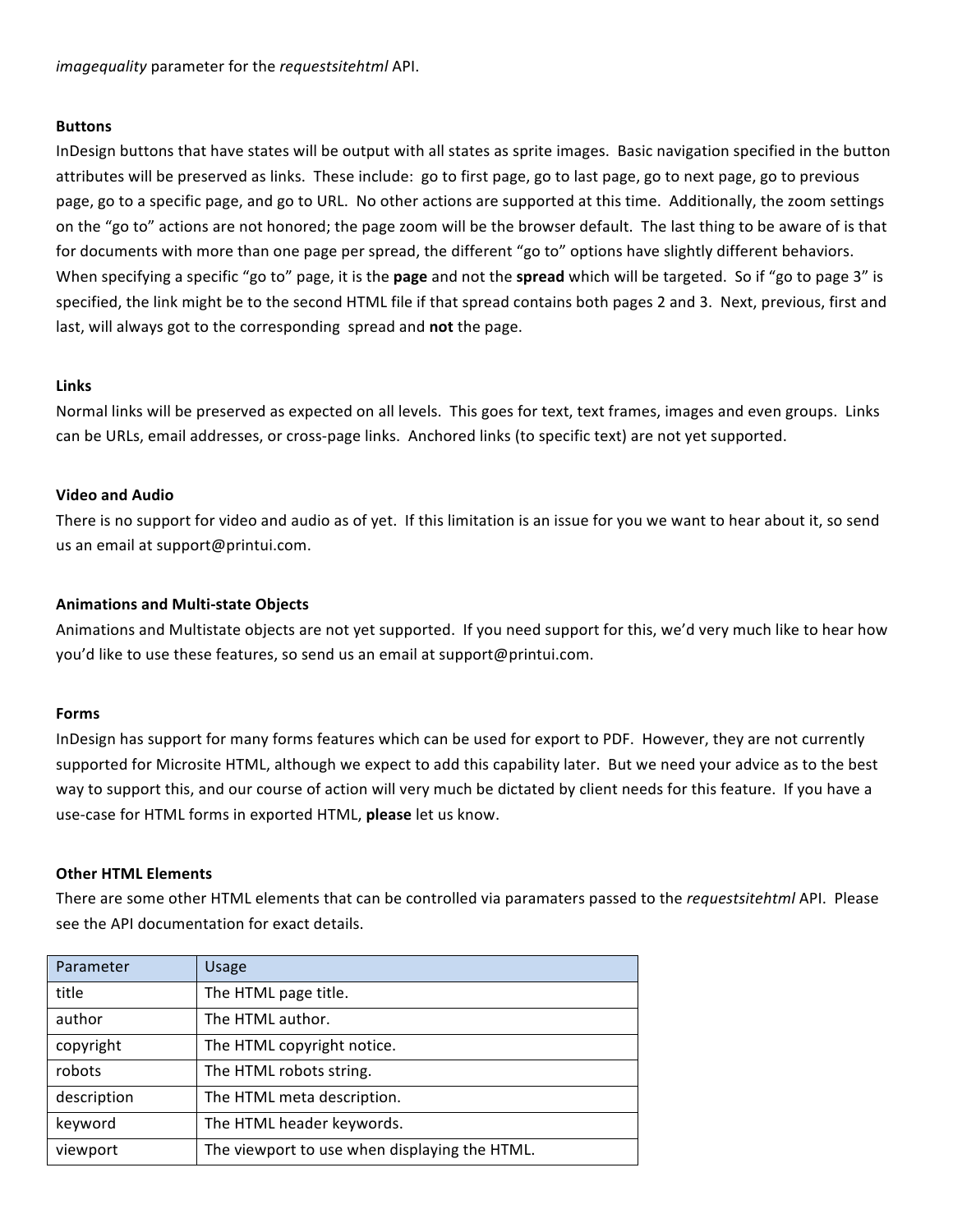*imagequality* parameter for the *requestsitehtml* API.

**Buttons**

InDesign buttons that have states will be output with all states as sprite images. Basic navigation specified in the button attributes will be preserved as links. These include: go to first page, go to last page, go to next page, go to previous page, go to a specific page, and go to URL. No other actions are supported at this time. Additionally, the zoom settings on the "go to" actions are not honored; the page zoom will be the browser default. The last thing to be aware of is that for documents with more than one page per spread, the different "go to" options have slightly different behaviors. When specifying a specific "go to" page, it is the **page** and not the **spread** which will be targeted. So if "go to page 3" is specified, the link might be to the second HTML file if that spread contains both pages 2 and 3. Next, previous, first and last, will always got to the corresponding spread and **not** the page.

**Links**

Normal links will be preserved as expected on all levels. This goes for text, text frames, images and even groups. Links can be URLs, email addresses, or cross-page links. Anchored links (to specific text) are not yet supported.

**Video and Audio**

There is no support for video and audio as of yet. If this limitation is an issue for you we want to hear about it, so send us an email at support@printui.com.

**Animations and Multi-state Objects**

Animations and Multistate objects are not yet supported. If you need support for this, we'd very much like to hear how you'd like to use these features, so send us an email at support@printui.com.

**Forms**

InDesign has support for many forms features which can be used for export to PDF. However, they are not currently supported for Microsite HTML, although we expect to add this capability later. But we need your advice as to the best way to support this, and our course of action will very much be dictated by client needs for this feature. If you have a use-case for HTML forms in exported HTML, **please** let us know.

**Other HTML Elements**

There are some other HTML elements that can be controlled via paramaters passed to the *requestsitehtml* API. Please see the API documentation for exact details.

| Parameter | Usage |
|---|---|
| title | The HTML page title. |
| author | The HTML author. |
| copyright | The HTML copyright notice. |
| robots | The HTML robots string. |
| description | The HTML meta description. |
| keyword | The HTML header keywords. |
| viewport | The viewport to use when displaying the HTML. |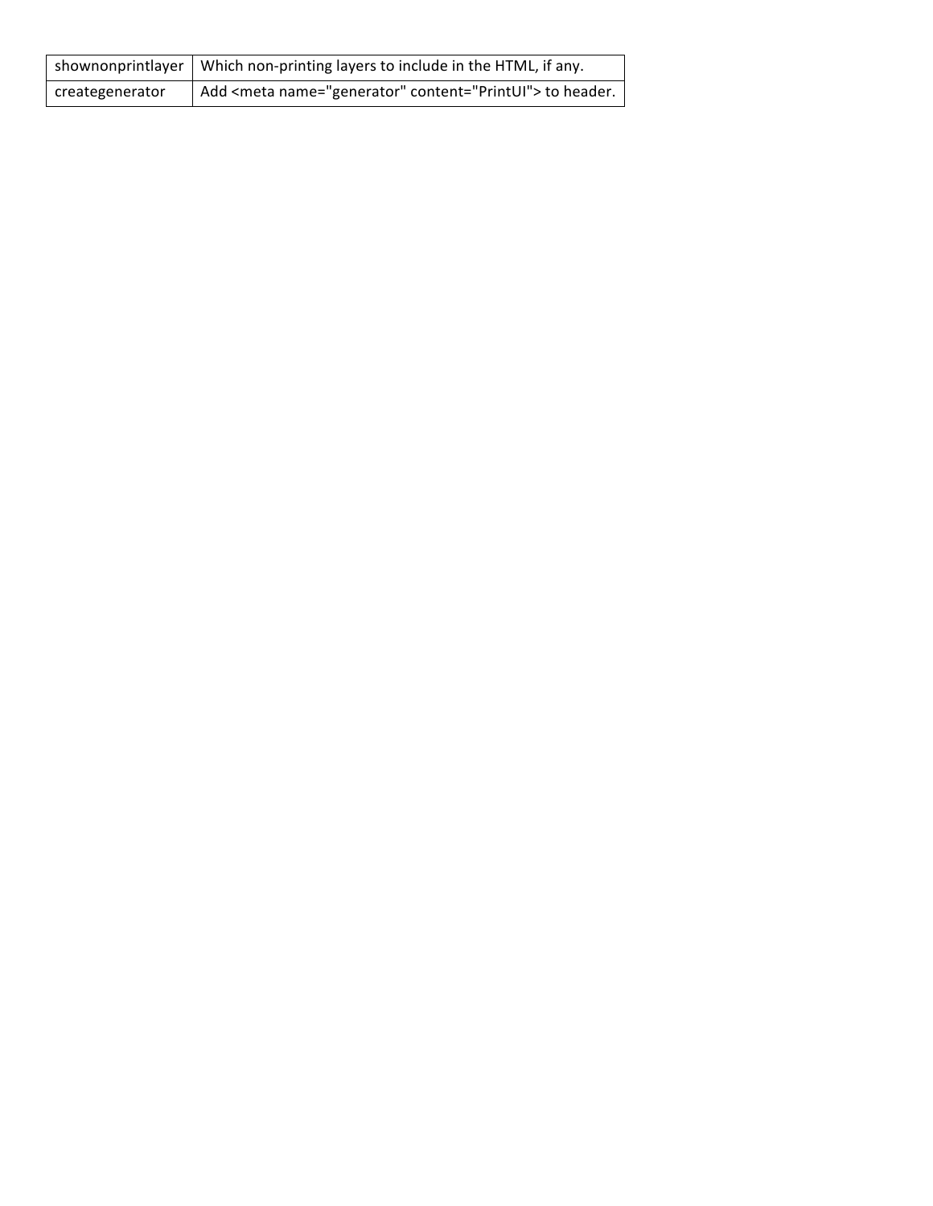| | |
|---|---|
| shownonprintlayer | Which non-printing layers to include in the HTML, if any. |
| creategenerator | Add <meta name="generator" content="PrintUI"> to header. |